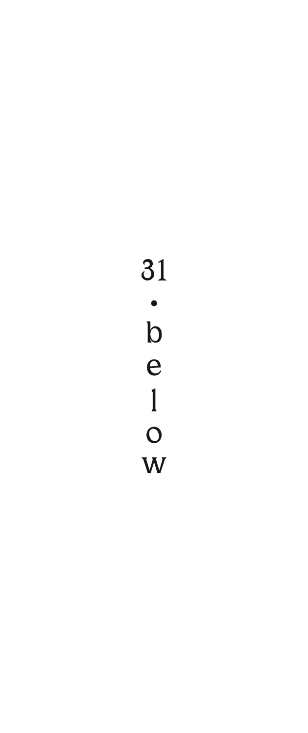31

•

b
e
l
o
w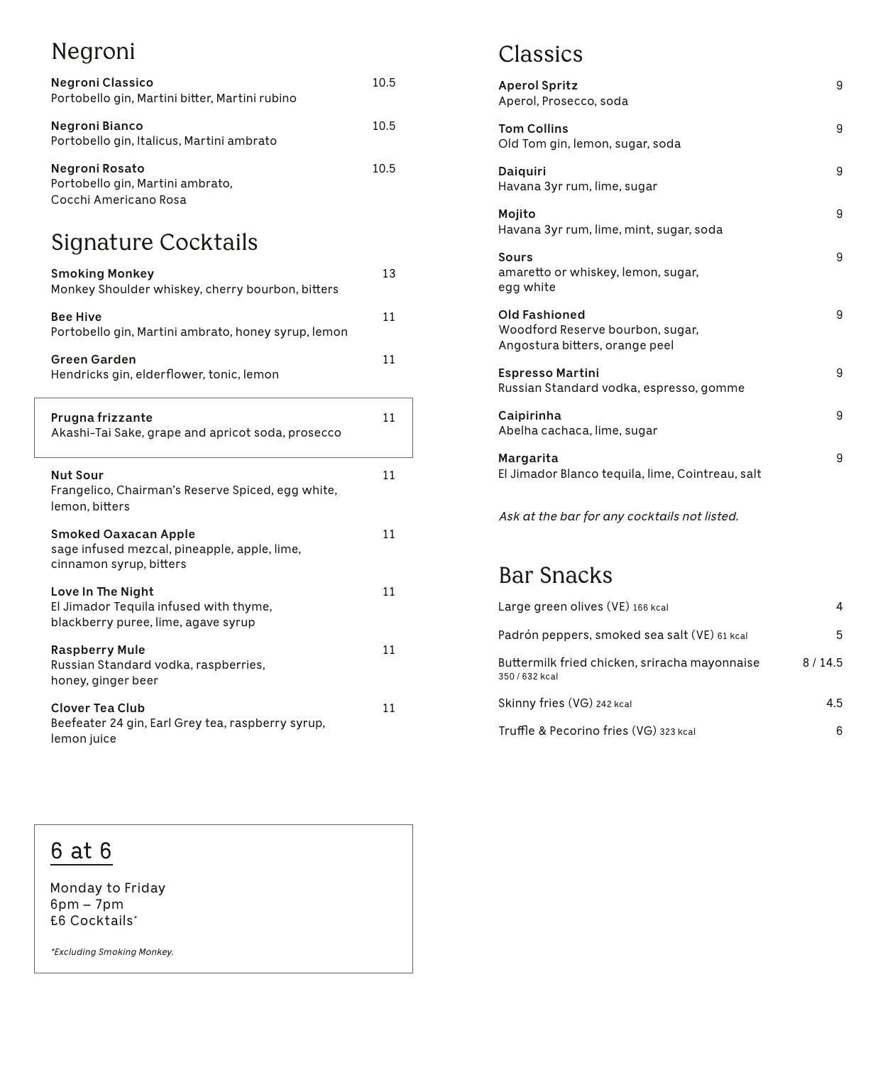## Negroni

**Negroni Classico** 10.5
Portobello gin, Martini bitter, Martini rubino

**Negroni Bianco** 10.5
Portobello gin, Italicus, Martini ambrato

**Negroni Rosato** 10.5
Portobello gin, Martini ambrato,
Cocchi Americano Rosa

## Signature Cocktails

**Smoking Monkey** 13
Monkey Shoulder whiskey, cherry bourbon, bitters

**Bee Hive** 11
Portobello gin, Martini ambrato, honey syrup, lemon

**Green Garden** 11
Hendricks gin, elderflower, tonic, lemon

**Prugna frizzante** 11
Akashi-Tai Sake, grape and apricot soda, prosecco

**Nut Sour** 11
Frangelico, Chairman's Reserve Spiced, egg white,
lemon, bitters

**Smoked Oaxacan Apple** 11
sage infused mezcal, pineapple, apple, lime,
cinnamon syrup, bitters

**Love In The Night** 11
El Jimador Tequila infused with thyme,
blackberry puree, lime, agave syrup

**Raspberry Mule** 11
Russian Standard vodka, raspberries,
honey, ginger beer

**Clover Tea Club** 11
Beefeater 24 gin, Earl Grey tea, raspberry syrup,
lemon juice

## 6 at 6

Monday to Friday
6pm – 7pm
£6 Cocktails*

*\*Excluding Smoking Monkey.*

## Classics

**Aperol Spritz** 9
Aperol, Prosecco, soda

**Tom Collins** 9
Old Tom gin, lemon, sugar, soda

**Daiquiri** 9
Havana 3yr rum, lime, sugar

**Mojito** 9
Havana 3yr rum, lime, mint, sugar, soda

**Sours** 9
amaretto or whiskey, lemon, sugar,
egg white

**Old Fashioned** 9
Woodford Reserve bourbon, sugar,
Angostura bitters, orange peel

**Espresso Martini** 9
Russian Standard vodka, espresso, gomme

**Caipirinha** 9
Abelha cachaca, lime, sugar

**Margarita** 9
El Jimador Blanco tequila, lime, Cointreau, salt

*Ask at the bar for any cocktails not listed.*

## Bar Snacks

Large green olives (VE) 166 kcal 4

Padrón peppers, smoked sea salt (VE) 61 kcal 5

Buttermilk fried chicken, sriracha mayonnaise 8 / 14.5
350 / 632 kcal

Skinny fries (VG) 242 kcal 4.5

Truffle & Pecorino fries (VG) 323 kcal 6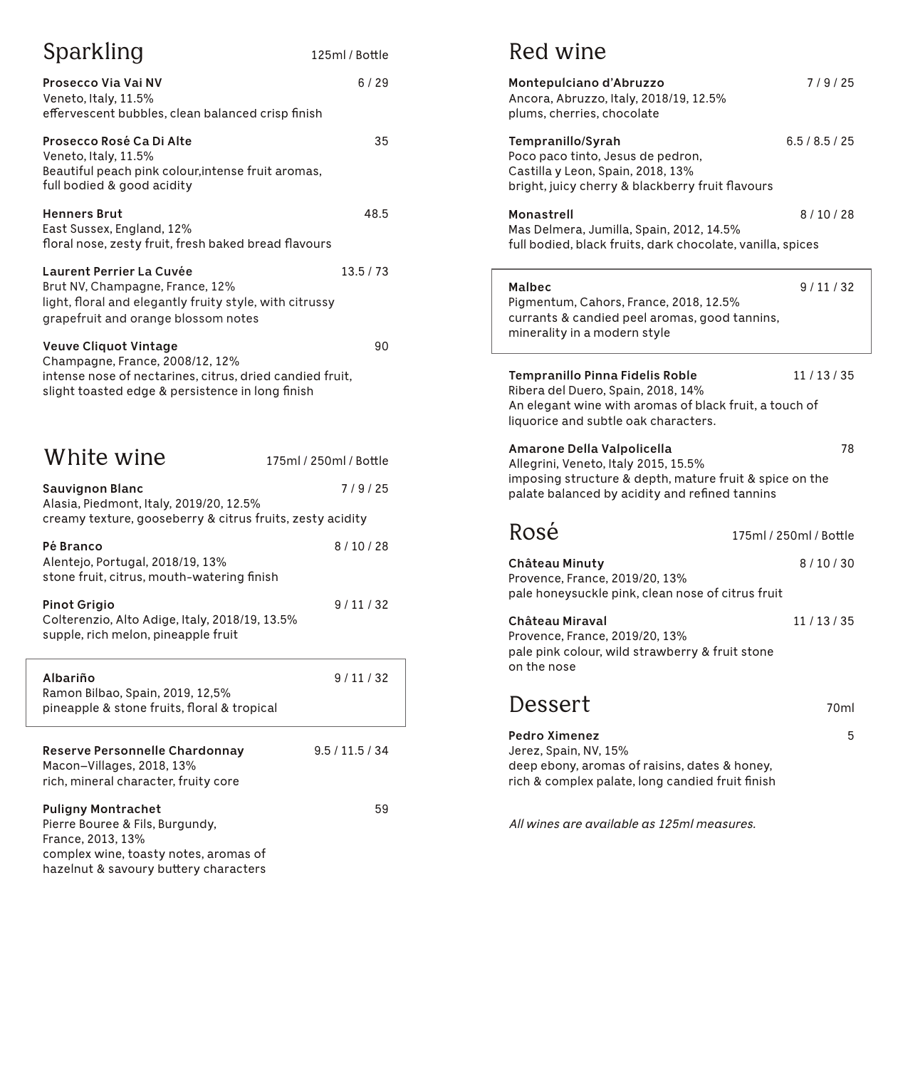## Sparkling

125ml / Bottle

**Prosecco Via Vai NV** — 6 / 29
Veneto, Italy, 11.5%
effervescent bubbles, clean balanced crisp finish

**Prosecco Rosé Ca Di Alte** — 35
Veneto, Italy, 11.5%
Beautiful peach pink colour,intense fruit aromas, full bodied & good acidity

**Henners Brut** — 48.5
East Sussex, England, 12%
floral nose, zesty fruit, fresh baked bread flavours

**Laurent Perrier La Cuvée** — 13.5 / 73
Brut NV, Champagne, France, 12%
light, floral and elegantly fruity style, with citrussy grapefruit and orange blossom notes

**Veuve Cliquot Vintage** — 90
Champagne, France, 2008/12, 12%
intense nose of nectarines, citrus, dried candied fruit, slight toasted edge & persistence in long finish

## White wine

175ml / 250ml / Bottle

**Sauvignon Blanc** — 7 / 9 / 25
Alasia, Piedmont, Italy, 2019/20, 12.5%
creamy texture, gooseberry & citrus fruits, zesty acidity

**Pé Branco** — 8 / 10 / 28
Alentejo, Portugal, 2018/19, 13%
stone fruit, citrus, mouth-watering finish

**Pinot Grigio** — 9 / 11 / 32
Colterenzio, Alto Adige, Italy, 2018/19, 13.5%
supple, rich melon, pineapple fruit

**Albariño** — 9 / 11 / 32
Ramon Bilbao, Spain, 2019, 12,5%
pineapple & stone fruits, floral & tropical

**Reserve Personnelle Chardonnay** — 9.5 / 11.5 / 34
Macon–Villages, 2018, 13%
rich, mineral character, fruity core

**Puligny Montrachet** — 59
Pierre Bouree & Fils, Burgundy, France, 2013, 13%
complex wine, toasty notes, aromas of hazelnut & savoury buttery characters

## Red wine

**Montepulciano d'Abruzzo** — 7 / 9 / 25
Ancora, Abruzzo, Italy, 2018/19, 12.5%
plums, cherries, chocolate

**Tempranillo/Syrah** — 6.5 / 8.5 / 25
Poco paco tinto, Jesus de pedron, Castilla y Leon, Spain, 2018, 13%
bright, juicy cherry & blackberry fruit flavours

**Monastrell** — 8 / 10 / 28
Mas Delmera, Jumilla, Spain, 2012, 14.5%
full bodied, black fruits, dark chocolate, vanilla, spices

**Malbec** — 9 / 11 / 32
Pigmentum, Cahors, France, 2018, 12.5%
currants & candied peel aromas, good tannins, minerality in a modern style

**Tempranillo Pinna Fidelis Roble** — 11 / 13 / 35
Ribera del Duero, Spain, 2018, 14%
An elegant wine with aromas of black fruit, a touch of liquorice and subtle oak characters.

**Amarone Della Valpolicella** — 78
Allegrini, Veneto, Italy 2015, 15.5%
imposing structure & depth, mature fruit & spice on the palate balanced by acidity and refined tannins

## Rosé

175ml / 250ml / Bottle

**Château Minuty** — 8 / 10 / 30
Provence, France, 2019/20, 13%
pale honeysuckle pink, clean nose of citrus fruit

**Château Miraval** — 11 / 13 / 35
Provence, France, 2019/20, 13%
pale pink colour, wild strawberry & fruit stone on the nose

## Dessert

70ml

**Pedro Ximenez** — 5
Jerez, Spain, NV, 15%
deep ebony, aromas of raisins, dates & honey, rich & complex palate, long candied fruit finish

*All wines are available as 125ml measures.*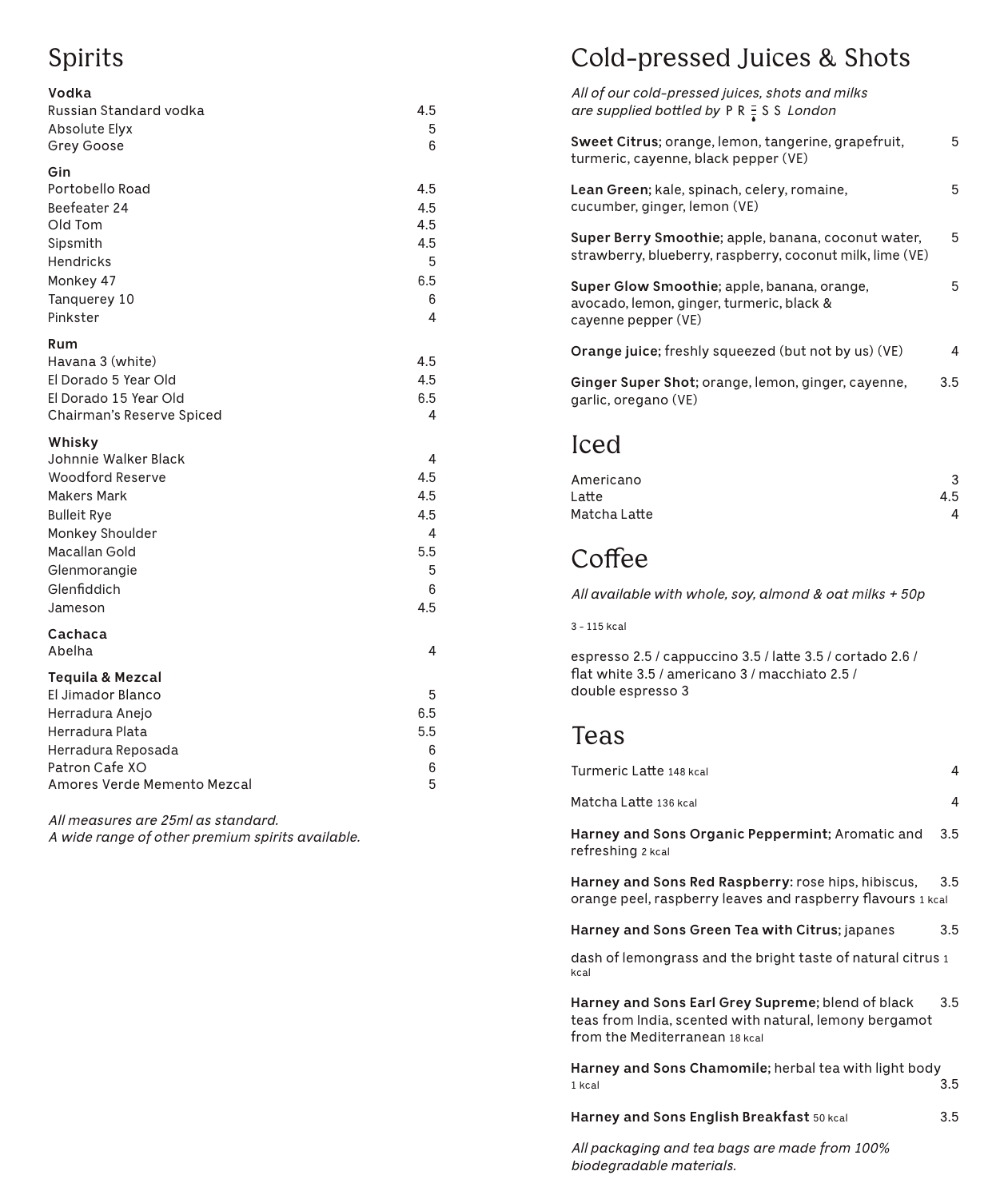# Spirits

### Vodka

| | |
|---|---|
| Russian Standard vodka | 4.5 |
| Absolute Elyx | 5 |
| Grey Goose | 6 |

### Gin

| | |
|---|---|
| Portobello Road | 4.5 |
| Beefeater 24 | 4.5 |
| Old Tom | 4.5 |
| Sipsmith | 4.5 |
| Hendricks | 5 |
| Monkey 47 | 6.5 |
| Tanquerey 10 | 6 |
| Pinkster | 4 |

### Rum

| | |
|---|---|
| Havana 3 (white) | 4.5 |
| El Dorado 5 Year Old | 4.5 |
| El Dorado 15 Year Old | 6.5 |
| Chairman's Reserve Spiced | 4 |

### Whisky

| | |
|---|---|
| Johnnie Walker Black | 4 |
| Woodford Reserve | 4.5 |
| Makers Mark | 4.5 |
| Bulleit Rye | 4.5 |
| Monkey Shoulder | 4 |
| Macallan Gold | 5.5 |
| Glenmorangie | 5 |
| Glenfiddich | 6 |
| Jameson | 4.5 |

### Cachaca

| | |
|---|---|
| Abelha | 4 |

### Tequila & Mezcal

| | |
|---|---|
| El Jimador Blanco | 5 |
| Herradura Anejo | 6.5 |
| Herradura Plata | 5.5 |
| Herradura Reposada | 6 |
| Patron Cafe XO | 6 |
| Amores Verde Memento Mezcal | 5 |

*All measures are 25ml as standard.*
*A wide range of other premium spirits available.*

# Cold-pressed Juices & Shots

*All of our cold-pressed juices, shots and milks are supplied bottled by PRESS London*

**Sweet Citrus**; orange, lemon, tangerine, grapefruit, turmeric, cayenne, black pepper (VE) — 5

**Lean Green**; kale, spinach, celery, romaine, cucumber, ginger, lemon (VE) — 5

**Super Berry Smoothie**; apple, banana, coconut water, strawberry, blueberry, raspberry, coconut milk, lime (VE) — 5

**Super Glow Smoothie**; apple, banana, orange, avocado, lemon, ginger, turmeric, black & cayenne pepper (VE) — 5

**Orange juice**; freshly squeezed (but not by us) (VE) — 4

**Ginger Super Shot**; orange, lemon, ginger, cayenne, garlic, oregano (VE) — 3.5

# Iced

| | |
|---|---|
| Americano | 3 |
| Latte | 4.5 |
| Matcha Latte | 4 |

# Coffee

*All available with whole, soy, almond & oat milks + 50p*

3 - 115 kcal

espresso 2.5 / cappuccino 3.5 / latte 3.5 / cortado 2.6 / flat white 3.5 / americano 3 / macchiato 2.5 / double espresso 3

# Teas

Turmeric Latte 148 kcal — 4

Matcha Latte 136 kcal — 4

**Harney and Sons Organic Peppermint**; Aromatic and refreshing 2 kcal — 3.5

**Harney and Sons Red Raspberry**: rose hips, hibiscus, orange peel, raspberry leaves and raspberry flavours 1 kcal — 3.5

**Harney and Sons Green Tea with Citrus**; japanes — 3.5

dash of lemongrass and the bright taste of natural citrus 1 kcal

**Harney and Sons Earl Grey Supreme**; blend of black teas from India, scented with natural, lemony bergamot from the Mediterranean 18 kcal — 3.5

**Harney and Sons Chamomile**; herbal tea with light body 1 kcal — 3.5

**Harney and Sons English Breakfast** 50 kcal — 3.5

*All packaging and tea bags are made from 100% biodegradable materials.*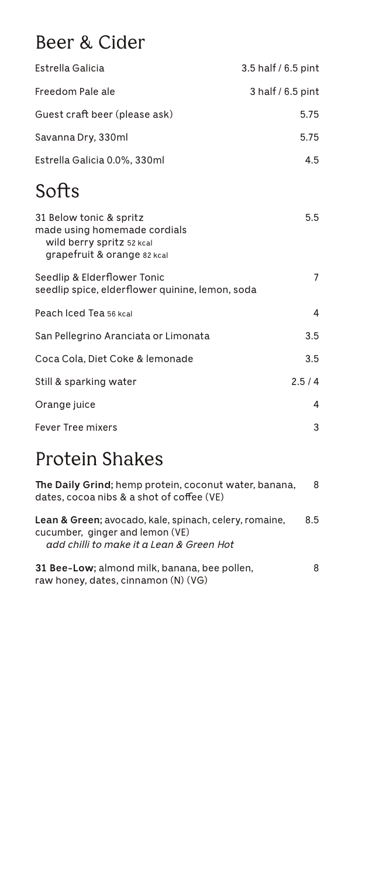## Beer & Cider

| | |
|---|---|
| Estrella Galicia | 3.5 half / 6.5 pint |
| Freedom Pale ale | 3 half / 6.5 pint |
| Guest craft beer (please ask) | 5.75 |
| Savanna Dry, 330ml | 5.75 |
| Estrella Galicia 0.0%, 330ml | 4.5 |

## Softs

| | |
|---|---|
| 31 Below tonic & spritz<br>made using homemade cordials<br>wild berry spritz 52 kcal<br>grapefruit & orange 82 kcal | 5.5 |
| Seedlip & Elderflower Tonic<br>seedlip spice, elderflower quinine, lemon, soda | 7 |
| Peach Iced Tea 56 kcal | 4 |
| San Pellegrino Aranciata or Limonata | 3.5 |
| Coca Cola, Diet Coke & lemonade | 3.5 |
| Still & sparking water | 2.5 / 4 |
| Orange juice | 4 |
| Fever Tree mixers | 3 |

## Protein Shakes

| | |
|---|---|
| **The Daily Grind;** hemp protein, coconut water, banana, dates, cocoa nibs & a shot of coffee (VE) | 8 |
| **Lean & Green;** avocado, kale, spinach, celery, romaine, cucumber, ginger and lemon (VE)<br>*add chilli to make it a Lean & Green Hot* | 8.5 |
| **31 Bee-Low;** almond milk, banana, bee pollen, raw honey, dates, cinnamon (N) (VG) | 8 |